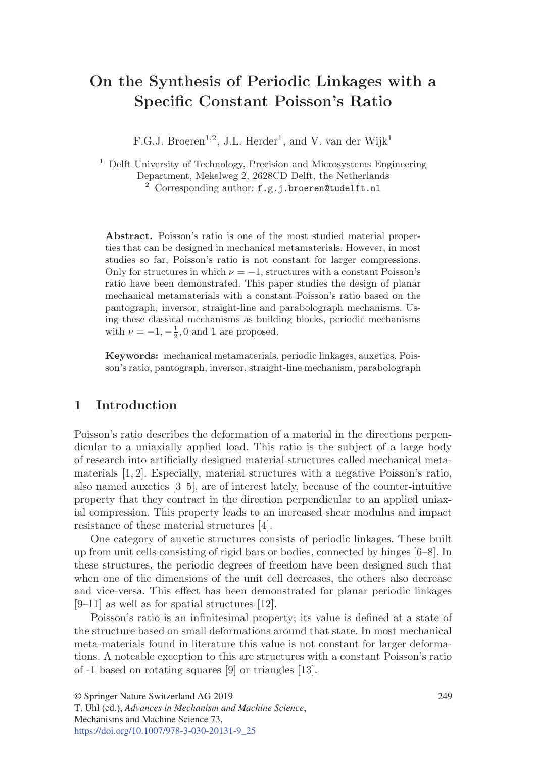# On the Synthesis of Periodic Linkages with a Specific Constant Poisson's Ratio

F.G.J. Broeren[1,2], J.L. Herder[1], and V. van der Wijk[1]

[1] Delft University of Technology, Precision and Microsystems Engineering Department, Mekelweg 2, 2628CD Delft, the Netherlands

[2] Corresponding author: f.g.j.broeren@tudelft.nl

**Abstract.** Poisson's ratio is one of the most studied material properties that can be designed in mechanical metamaterials. However, in most studies so far, Poisson's ratio is not constant for larger compressions. Only for structures in which $\nu = -1$, structures with a constant Poisson's ratio have been demonstrated. This paper studies the design of planar mechanical metamaterials with a constant Poisson's ratio based on the pantograph, inversor, straight-line and parabolograph mechanisms. Using these classical mechanisms as building blocks, periodic mechanisms with $\nu = -1, -\frac{1}{2}, 0$ and 1 are proposed.

**Keywords:** mechanical metamaterials, periodic linkages, auxetics, Poisson's ratio, pantograph, inversor, straight-line mechanism, parabolograph

## 1 Introduction

Poisson's ratio describes the deformation of a material in the directions perpendicular to a uniaxially applied load. This ratio is the subject of a large body of research into artificially designed material structures called mechanical metamaterials [1, 2]. Especially, material structures with a negative Poisson's ratio, also named auxetics [3–5], are of interest lately, because of the counter-intuitive property that they contract in the direction perpendicular to an applied uniaxial compression. This property leads to an increased shear modulus and impact resistance of these material structures [4].

One category of auxetic structures consists of periodic linkages. These built up from unit cells consisting of rigid bars or bodies, connected by hinges [6–8]. In these structures, the periodic degrees of freedom have been designed such that when one of the dimensions of the unit cell decreases, the others also decrease and vice-versa. This effect has been demonstrated for planar periodic linkages [9–11] as well as for spatial structures [12].

Poisson's ratio is an infinitesimal property; its value is defined at a state of the structure based on small deformations around that state. In most mechanical meta-materials found in literature this value is not constant for larger deformations. A noteable exception to this are structures with a constant Poisson's ratio of -1 based on rotating squares [9] or triangles [13].

© Springer Nature Switzerland AG 2019
T. Uhl (ed.), *Advances in Mechanism and Machine Science*,
Mechanisms and Machine Science 73,
https://doi.org/10.1007/978-3-030-20131-9_25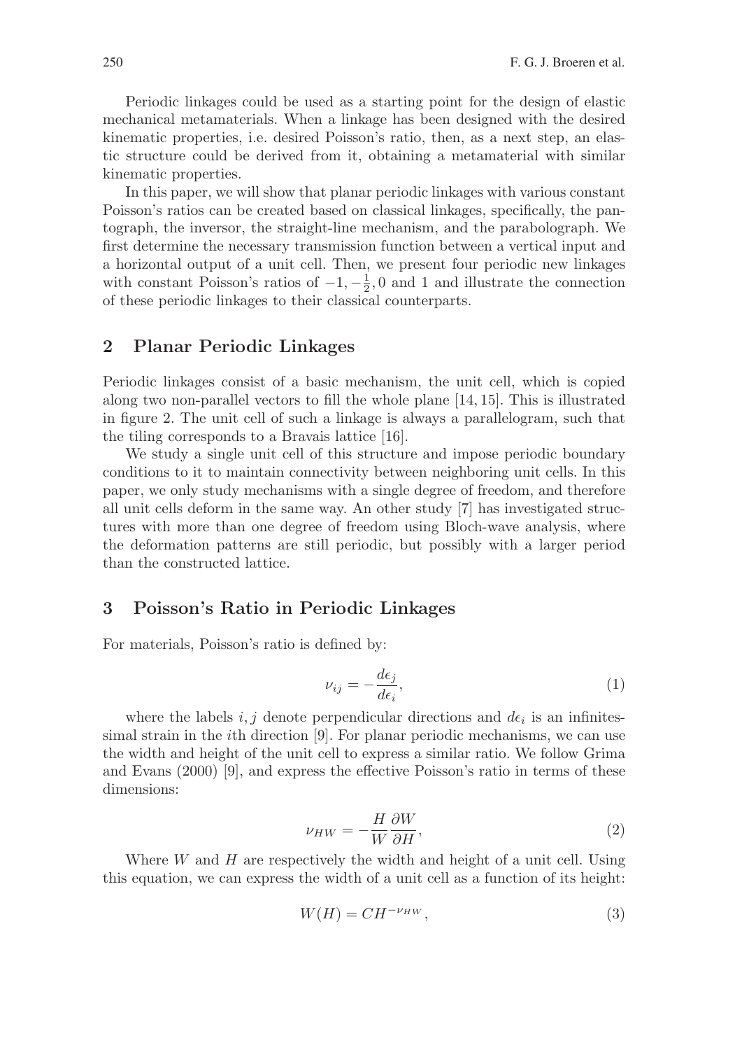Periodic linkages could be used as a starting point for the design of elastic mechanical metamaterials. When a linkage has been designed with the desired kinematic properties, i.e. desired Poisson's ratio, then, as a next step, an elastic structure could be derived from it, obtaining a metamaterial with similar kinematic properties.

In this paper, we will show that planar periodic linkages with various constant Poisson's ratios can be created based on classical linkages, specifically, the pantograph, the inversor, the straight-line mechanism, and the parabolograph. We first determine the necessary transmission function between a vertical input and a horizontal output of a unit cell. Then, we present four periodic new linkages with constant Poisson's ratios of $-1, -\frac{1}{2}, 0$ and 1 and illustrate the connection of these periodic linkages to their classical counterparts.

## 2 Planar Periodic Linkages

Periodic linkages consist of a basic mechanism, the unit cell, which is copied along two non-parallel vectors to fill the whole plane [14, 15]. This is illustrated in figure 2. The unit cell of such a linkage is always a parallelogram, such that the tiling corresponds to a Bravais lattice [16].

We study a single unit cell of this structure and impose periodic boundary conditions to it to maintain connectivity between neighboring unit cells. In this paper, we only study mechanisms with a single degree of freedom, and therefore all unit cells deform in the same way. An other study [7] has investigated structures with more than one degree of freedom using Bloch-wave analysis, where the deformation patterns are still periodic, but possibly with a larger period than the constructed lattice.

## 3 Poisson's Ratio in Periodic Linkages

For materials, Poisson's ratio is defined by:

$$\nu_{ij} = -\frac{d\epsilon_j}{d\epsilon_i}, \tag{1}$$

where the labels $i, j$ denote perpendicular directions and $d\epsilon_i$ is an infinitessimal strain in the $i$th direction [9]. For planar periodic mechanisms, we can use the width and height of the unit cell to express a similar ratio. We follow Grima and Evans (2000) [9], and express the effective Poisson's ratio in terms of these dimensions:

$$\nu_{HW} = -\frac{H}{W}\frac{\partial W}{\partial H}, \tag{2}$$

Where $W$ and $H$ are respectively the width and height of a unit cell. Using this equation, we can express the width of a unit cell as a function of its height:

$$W(H) = CH^{-\nu_{HW}}, \tag{3}$$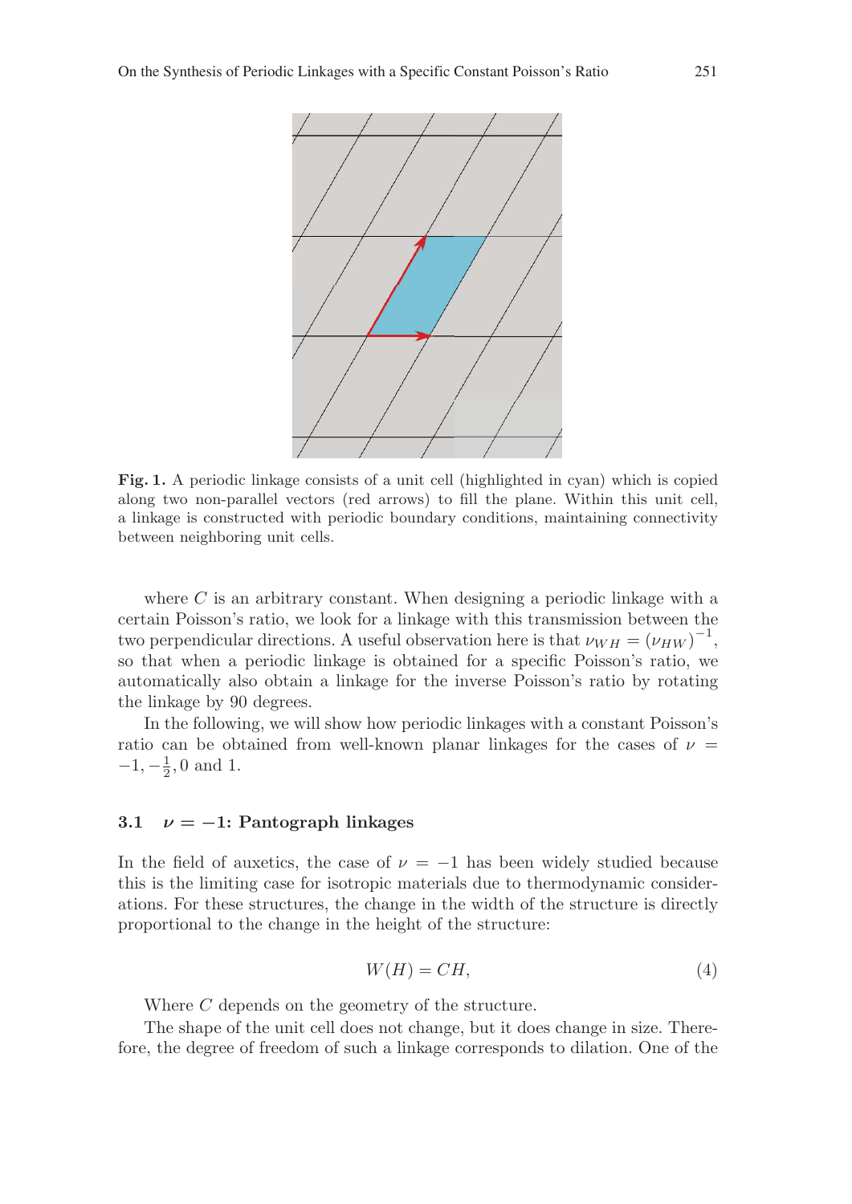**Fig. 1.** A periodic linkage consists of a unit cell (highlighted in cyan) which is copied along two non-parallel vectors (red arrows) to fill the plane. Within this unit cell, a linkage is constructed with periodic boundary conditions, maintaining connectivity between neighboring unit cells.

where $C$ is an arbitrary constant. When designing a periodic linkage with a certain Poisson's ratio, we look for a linkage with this transmission between the two perpendicular directions. A useful observation here is that $\nu_{WH} = (\nu_{HW})^{-1}$, so that when a periodic linkage is obtained for a specific Poisson's ratio, we automatically also obtain a linkage for the inverse Poisson's ratio by rotating the linkage by 90 degrees.

In the following, we will show how periodic linkages with a constant Poisson's ratio can be obtained from well-known planar linkages for the cases of $\nu = -1, -\frac{1}{2}, 0$ and 1.

### 3.1 $\nu = -1$: Pantograph linkages

In the field of auxetics, the case of $\nu = -1$ has been widely studied because this is the limiting case for isotropic materials due to thermodynamic considerations. For these structures, the change in the width of the structure is directly proportional to the change in the height of the structure:

$$W(H) = CH, \tag{4}$$

Where $C$ depends on the geometry of the structure.

The shape of the unit cell does not change, but it does change in size. Therefore, the degree of freedom of such a linkage corresponds to dilation. One of the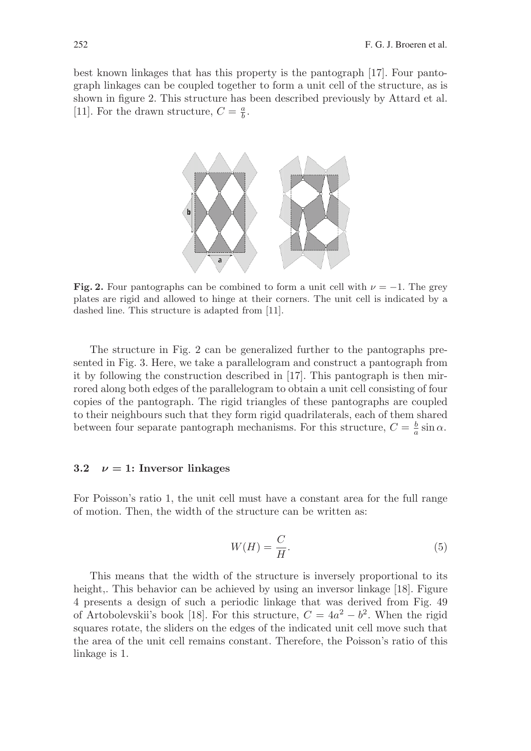best known linkages that has this property is the pantograph [17]. Four pantograph linkages can be coupled together to form a unit cell of the structure, as is shown in figure 2. This structure has been described previously by Attard et al. [11]. For the drawn structure, $C = \frac{a}{b}$.

**Fig. 2.** Four pantographs can be combined to form a unit cell with $\nu = -1$. The grey plates are rigid and allowed to hinge at their corners. The unit cell is indicated by a dashed line. This structure is adapted from [11].

The structure in Fig. 2 can be generalized further to the pantographs presented in Fig. 3. Here, we take a parallelogram and construct a pantograph from it by following the construction described in [17]. This pantograph is then mirrored along both edges of the parallelogram to obtain a unit cell consisting of four copies of the pantograph. The rigid triangles of these pantographs are coupled to their neighbours such that they form rigid quadrilaterals, each of them shared between four separate pantograph mechanisms. For this structure, $C = \frac{b}{a} \sin \alpha$.

### 3.2 $\nu = 1$: Inversor linkages

For Poisson's ratio 1, the unit cell must have a constant area for the full range of motion. Then, the width of the structure can be written as:

$$W(H) = \frac{C}{H}. \tag{5}$$

This means that the width of the structure is inversely proportional to its height,. This behavior can be achieved by using an inversor linkage [18]. Figure 4 presents a design of such a periodic linkage that was derived from Fig. 49 of Artobolevskii's book [18]. For this structure, $C = 4a^2 - b^2$. When the rigid squares rotate, the sliders on the edges of the indicated unit cell move such that the area of the unit cell remains constant. Therefore, the Poisson's ratio of this linkage is 1.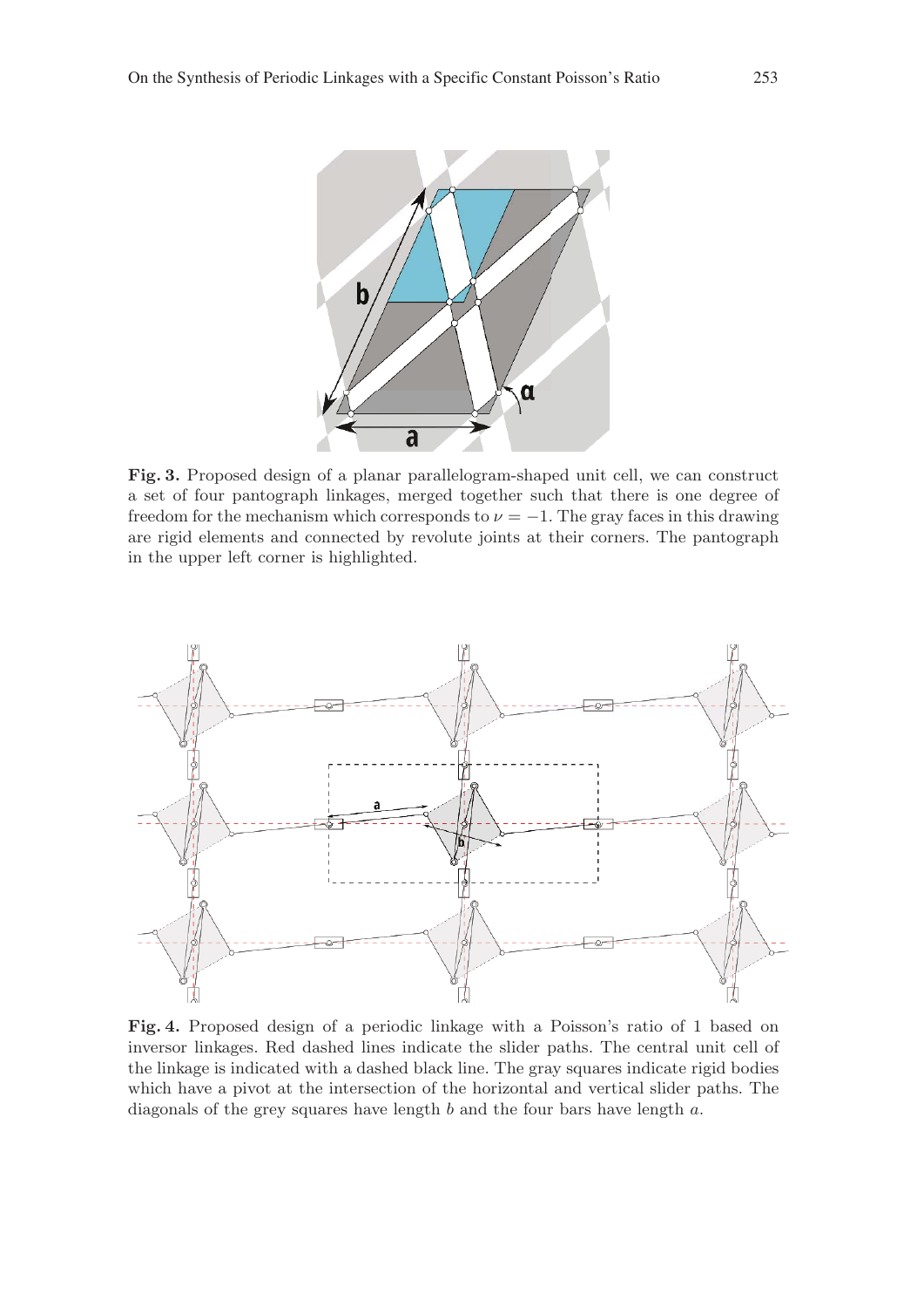**Fig. 3.** Proposed design of a planar parallelogram-shaped unit cell, we can construct a set of four pantograph linkages, merged together such that there is one degree of freedom for the mechanism which corresponds to $\nu = -1$. The gray faces in this drawing are rigid elements and connected by revolute joints at their corners. The pantograph in the upper left corner is highlighted.

**Fig. 4.** Proposed design of a periodic linkage with a Poisson's ratio of 1 based on inversor linkages. Red dashed lines indicate the slider paths. The central unit cell of the linkage is indicated with a dashed black line. The gray squares indicate rigid bodies which have a pivot at the intersection of the horizontal and vertical slider paths. The diagonals of the grey squares have length $b$ and the four bars have length $a$.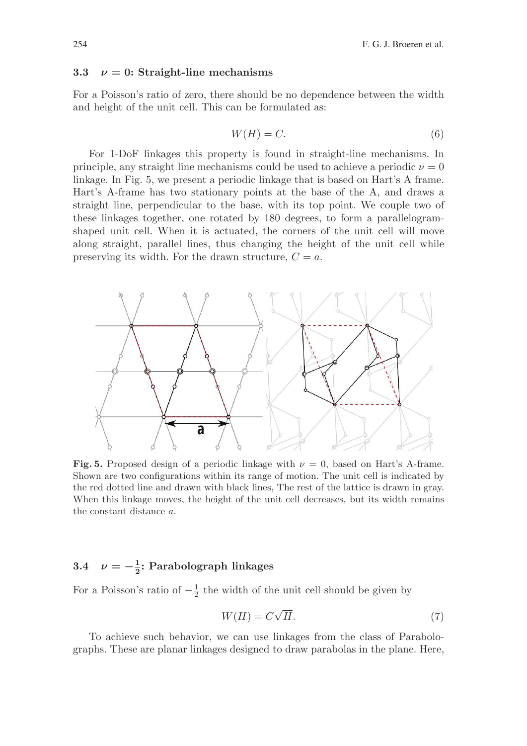### 3.3 $\nu = 0$: Straight-line mechanisms

For a Poisson's ratio of zero, there should be no dependence between the width and height of the unit cell. This can be formulated as:

$$W(H) = C. \tag{6}$$

For 1-DoF linkages this property is found in straight-line mechanisms. In principle, any straight line mechanisms could be used to achieve a periodic $\nu = 0$ linkage. In Fig. 5, we present a periodic linkage that is based on Hart's A frame. Hart's A-frame has two stationary points at the base of the A, and draws a straight line, perpendicular to the base, with its top point. We couple two of these linkages together, one rotated by 180 degrees, to form a parallelogram-shaped unit cell. When it is actuated, the corners of the unit cell will move along straight, parallel lines, thus changing the height of the unit cell while preserving its width. For the drawn structure, $C = a$.

**Fig. 5.** Proposed design of a periodic linkage with $\nu = 0$, based on Hart's A-frame. Shown are two configurations within its range of motion. The unit cell is indicated by the red dotted line and drawn with black lines, The rest of the lattice is drawn in gray. When this linkage moves, the height of the unit cell decreases, but its width remains the constant distance $a$.

### 3.4 $\nu = -\frac{1}{2}$: Parabolograph linkages

For a Poisson's ratio of $-\frac{1}{2}$ the width of the unit cell should be given by

$$W(H) = C\sqrt{H}. \tag{7}$$

To achieve such behavior, we can use linkages from the class of Parabolographs. These are planar linkages designed to draw parabolas in the plane. Here,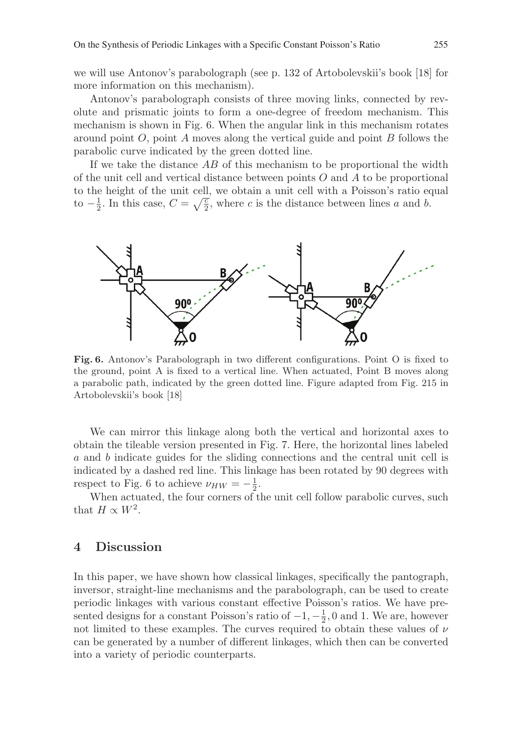we will use Antonov's parabolograph (see p. 132 of Artobolevskii's book [18] for more information on this mechanism).

Antonov's parabolograph consists of three moving links, connected by revolute and prismatic joints to form a one-degree of freedom mechanism. This mechanism is shown in Fig. 6. When the angular link in this mechanism rotates around point $O$, point $A$ moves along the vertical guide and point $B$ follows the parabolic curve indicated by the green dotted line.

If we take the distance $AB$ of this mechanism to be proportional the width of the unit cell and vertical distance between points $O$ and $A$ to be proportional to the height of the unit cell, we obtain a unit cell with a Poisson's ratio equal to $-\frac{1}{2}$. In this case, $C = \sqrt{\frac{c}{2}}$, where $c$ is the distance between lines $a$ and $b$.

**Fig. 6.** Antonov's Parabolograph in two different configurations. Point O is fixed to the ground, point A is fixed to a vertical line. When actuated, Point B moves along a parabolic path, indicated by the green dotted line. Figure adapted from Fig. 215 in Artobolevskii's book [18]

We can mirror this linkage along both the vertical and horizontal axes to obtain the tileable version presented in Fig. 7. Here, the horizontal lines labeled $a$ and $b$ indicate guides for the sliding connections and the central unit cell is indicated by a dashed red line. This linkage has been rotated by 90 degrees with respect to Fig. 6 to achieve $\nu_{HW} = -\frac{1}{2}$.

When actuated, the four corners of the unit cell follow parabolic curves, such that $H \propto W^2$.

## 4 Discussion

In this paper, we have shown how classical linkages, specifically the pantograph, inversor, straight-line mechanisms and the parabolograph, can be used to create periodic linkages with various constant effective Poisson's ratios. We have presented designs for a constant Poisson's ratio of $-1, -\frac{1}{2}, 0$ and 1. We are, however not limited to these examples. The curves required to obtain these values of $\nu$ can be generated by a number of different linkages, which then can be converted into a variety of periodic counterparts.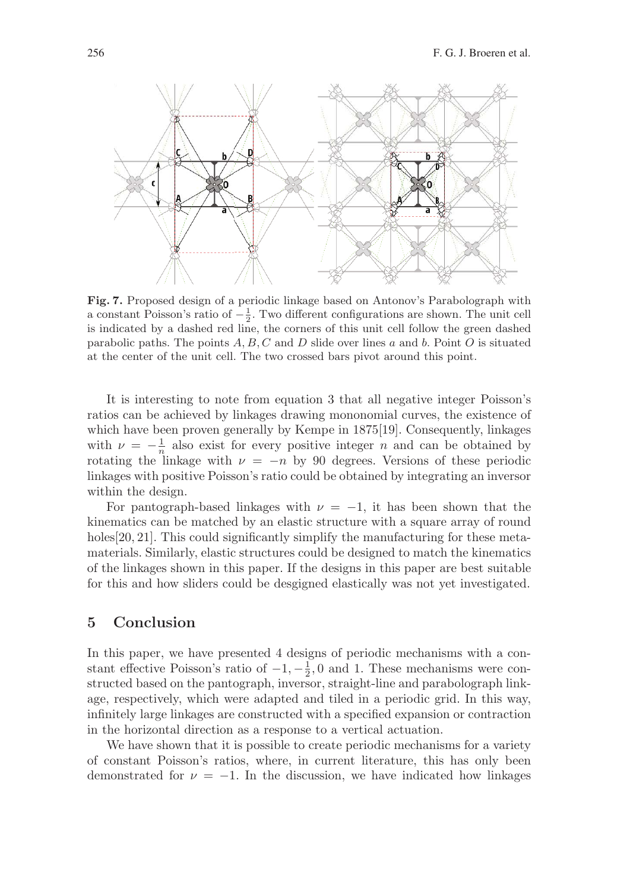**Fig. 7.** Proposed design of a periodic linkage based on Antonov's Parabolograph with a constant Poisson's ratio of $-\frac{1}{2}$. Two different configurations are shown. The unit cell is indicated by a dashed red line, the corners of this unit cell follow the green dashed parabolic paths. The points $A, B, C$ and $D$ slide over lines $a$ and $b$. Point $O$ is situated at the center of the unit cell. The two crossed bars pivot around this point.

It is interesting to note from equation 3 that all negative integer Poisson's ratios can be achieved by linkages drawing mononomial curves, the existence of which have been proven generally by Kempe in 1875[19]. Consequently, linkages with $\nu = -\frac{1}{n}$ also exist for every positive integer $n$ and can be obtained by rotating the linkage with $\nu = -n$ by 90 degrees. Versions of these periodic linkages with positive Poisson's ratio could be obtained by integrating an inversor within the design.

For pantograph-based linkages with $\nu = -1$, it has been shown that the kinematics can be matched by an elastic structure with a square array of round holes[20, 21]. This could significantly simplify the manufacturing for these metamaterials. Similarly, elastic structures could be designed to match the kinematics of the linkages shown in this paper. If the designs in this paper are best suitable for this and how sliders could be desgigned elastically was not yet investigated.

## 5 Conclusion

In this paper, we have presented 4 designs of periodic mechanisms with a constant effective Poisson's ratio of $-1, -\frac{1}{2}, 0$ and 1. These mechanisms were constructed based on the pantograph, inversor, straight-line and parabolograph linkage, respectively, which were adapted and tiled in a periodic grid. In this way, infinitely large linkages are constructed with a specified expansion or contraction in the horizontal direction as a response to a vertical actuation.

We have shown that it is possible to create periodic mechanisms for a variety of constant Poisson's ratios, where, in current literature, this has only been demonstrated for $\nu = -1$. In the discussion, we have indicated how linkages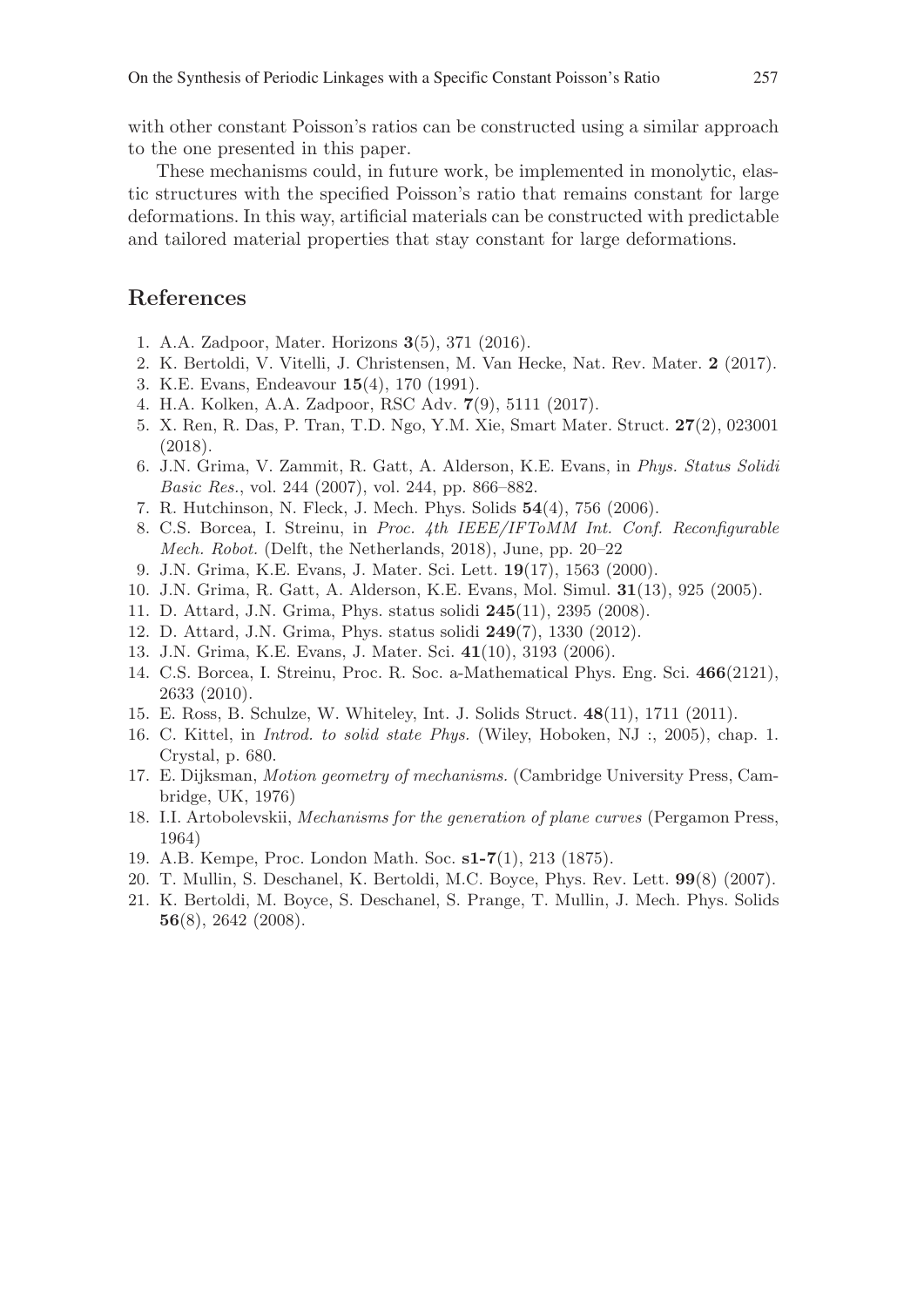with other constant Poisson's ratios can be constructed using a similar approach to the one presented in this paper.

These mechanisms could, in future work, be implemented in monolytic, elastic structures with the specified Poisson's ratio that remains constant for large deformations. In this way, artificial materials can be constructed with predictable and tailored material properties that stay constant for large deformations.

## References

1. A.A. Zadpoor, Mater. Horizons **3**(5), 371 (2016).
2. K. Bertoldi, V. Vitelli, J. Christensen, M. Van Hecke, Nat. Rev. Mater. **2** (2017).
3. K.E. Evans, Endeavour **15**(4), 170 (1991).
4. H.A. Kolken, A.A. Zadpoor, RSC Adv. **7**(9), 5111 (2017).
5. X. Ren, R. Das, P. Tran, T.D. Ngo, Y.M. Xie, Smart Mater. Struct. **27**(2), 023001 (2018).
6. J.N. Grima, V. Zammit, R. Gatt, A. Alderson, K.E. Evans, in *Phys. Status Solidi Basic Res.*, vol. 244 (2007), vol. 244, pp. 866–882.
7. R. Hutchinson, N. Fleck, J. Mech. Phys. Solids **54**(4), 756 (2006).
8. C.S. Borcea, I. Streinu, in *Proc. 4th IEEE/IFToMM Int. Conf. Reconfigurable Mech. Robot.* (Delft, the Netherlands, 2018), June, pp. 20–22
9. J.N. Grima, K.E. Evans, J. Mater. Sci. Lett. **19**(17), 1563 (2000).
10. J.N. Grima, R. Gatt, A. Alderson, K.E. Evans, Mol. Simul. **31**(13), 925 (2005).
11. D. Attard, J.N. Grima, Phys. status solidi **245**(11), 2395 (2008).
12. D. Attard, J.N. Grima, Phys. status solidi **249**(7), 1330 (2012).
13. J.N. Grima, K.E. Evans, J. Mater. Sci. **41**(10), 3193 (2006).
14. C.S. Borcea, I. Streinu, Proc. R. Soc. a-Mathematical Phys. Eng. Sci. **466**(2121), 2633 (2010).
15. E. Ross, B. Schulze, W. Whiteley, Int. J. Solids Struct. **48**(11), 1711 (2011).
16. C. Kittel, in *Introd. to solid state Phys.* (Wiley, Hoboken, NJ :, 2005), chap. 1. Crystal, p. 680.
17. E. Dijksman, *Motion geometry of mechanisms.* (Cambridge University Press, Cambridge, UK, 1976)
18. I.I. Artobolevskii, *Mechanisms for the generation of plane curves* (Pergamon Press, 1964)
19. A.B. Kempe, Proc. London Math. Soc. **s1-7**(1), 213 (1875).
20. T. Mullin, S. Deschanel, K. Bertoldi, M.C. Boyce, Phys. Rev. Lett. **99**(8) (2007).
21. K. Bertoldi, M. Boyce, S. Deschanel, S. Prange, T. Mullin, J. Mech. Phys. Solids **56**(8), 2642 (2008).